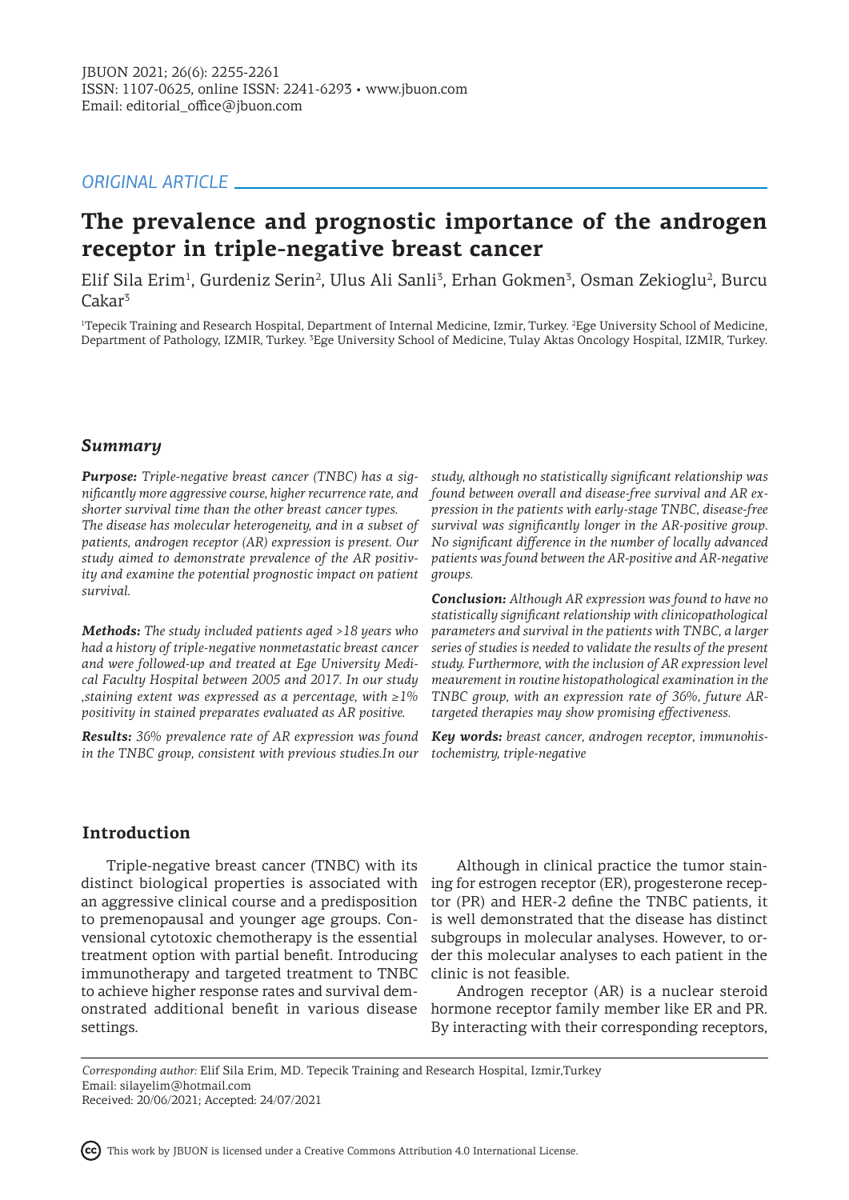*ORIGINAL ARTICLE*

# The prevalence and prognostic importance of the androgen receptor in triple-negative breast cancer

Elif Sila Erim[1], Gurdeniz Serin[2], Ulus Ali Sanli[3], Erhan Gokmen[3], Osman Zekioglu[2], Burcu Cakar[3]

[1]Tepecik Training and Research Hospital, Department of Internal Medicine, Izmir, Turkey. [2]Ege University School of Medicine, Department of Pathology, IZMIR, Turkey. [3]Ege University School of Medicine, Tulay Aktas Oncology Hospital, IZMIR, Turkey.

## Summary

***Purpose:*** *Triple-negative breast cancer (TNBC) has a significantly more aggressive course, higher recurrence rate, and shorter survival time than the other breast cancer types. The disease has molecular heterogeneity, and in a subset of patients, androgen receptor (AR) expression is present. Our study aimed to demonstrate prevalence of the AR positivity and examine the potential prognostic impact on patient survival.*

***Methods:*** *The study included patients aged >18 years who had a history of triple-negative nonmetastatic breast cancer and were followed-up and treated at Ege University Medical Faculty Hospital between 2005 and 2017. In our study ,staining extent was expressed as a percentage, with ≥1% positivity in stained preparates evaluated as AR positive.*

***Results:*** *36% prevalence rate of AR expression was found in the TNBC group, consistent with previous studies.In our study, although no statistically significant relationship was found between overall and disease-free survival and AR expression in the patients with early-stage TNBC, disease-free survival was significantly longer in the AR-positive group. No significant difference in the number of locally advanced patients was found between the AR-positive and AR-negative groups.*

***Conclusion:*** *Although AR expression was found to have no statistically significant relationship with clinicopathological parameters and survival in the patients with TNBC, a larger series of studies is needed to validate the results of the present study. Furthermore, with the inclusion of AR expression level meaurement in routine histopathological examination in the TNBC group, with an expression rate of 36%, future AR-targeted therapies may show promising effectiveness.*

***Key words:*** *breast cancer, androgen receptor, immunohistochemistry, triple-negative*

## Introduction

Triple-negative breast cancer (TNBC) with its distinct biological properties is associated with an aggressive clinical course and a predisposition to premenopausal and younger age groups. Convensional cytotoxic chemotherapy is the essential treatment option with partial benefit. Introducing immunotherapy and targeted treatment to TNBC to achieve higher response rates and survival demonstrated additional benefit in various disease settings.

Although in clinical practice the tumor staining for estrogen receptor (ER), progesterone receptor (PR) and HER-2 define the TNBC patients, it is well demonstrated that the disease has distinct subgroups in molecular analyses. However, to order this molecular analyses to each patient in the clinic is not feasible.

Androgen receptor (AR) is a nuclear steroid hormone receptor family member like ER and PR. By interacting with their corresponding receptors,

*Corresponding author:* Elif Sila Erim, MD. Tepecik Training and Research Hospital, Izmir,Turkey
Email: silayelim@hotmail.com
Received: 20/06/2021; Accepted: 24/07/2021

This work by JBUON is licensed under a Creative Commons Attribution 4.0 International License.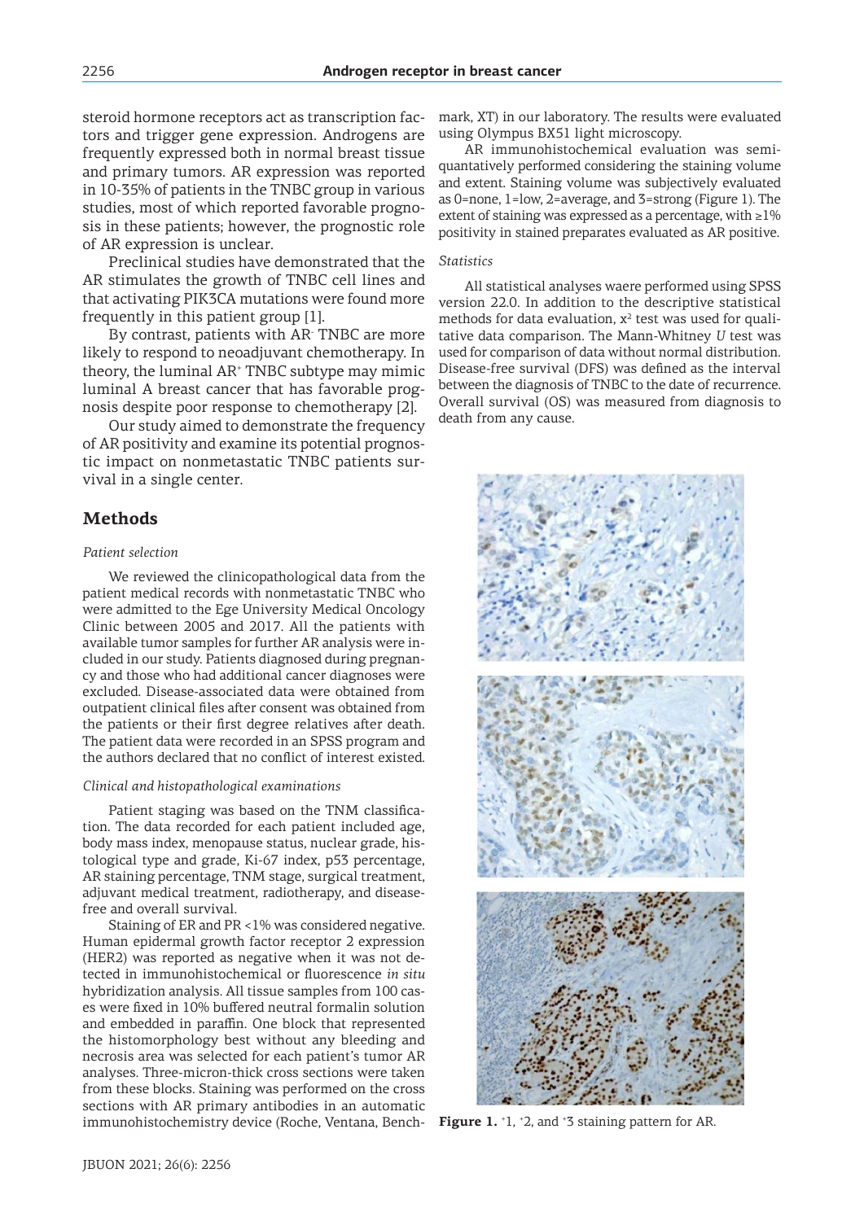steroid hormone receptors act as transcription factors and trigger gene expression. Androgens are frequently expressed both in normal breast tissue and primary tumors. AR expression was reported in 10-35% of patients in the TNBC group in various studies, most of which reported favorable prognosis in these patients; however, the prognostic role of AR expression is unclear.

Preclinical studies have demonstrated that the AR stimulates the growth of TNBC cell lines and that activating PIK3CA mutations were found more frequently in this patient group [1].

By contrast, patients with AR$^-$ TNBC are more likely to respond to neoadjuvant chemotherapy. In theory, the luminal AR$^+$ TNBC subtype may mimic luminal A breast cancer that has favorable prognosis despite poor response to chemotherapy [2].

Our study aimed to demonstrate the frequency of AR positivity and examine its potential prognostic impact on nonmetastatic TNBC patients survival in a single center.

## Methods

*Patient selection*

We reviewed the clinicopathological data from the patient medical records with nonmetastatic TNBC who were admitted to the Ege University Medical Oncology Clinic between 2005 and 2017. All the patients with available tumor samples for further AR analysis were included in our study. Patients diagnosed during pregnancy and those who had additional cancer diagnoses were excluded. Disease-associated data were obtained from outpatient clinical files after consent was obtained from the patients or their first degree relatives after death. The patient data were recorded in an SPSS program and the authors declared that no conflict of interest existed.

*Clinical and histopathological examinations*

Patient staging was based on the TNM classification. The data recorded for each patient included age, body mass index, menopause status, nuclear grade, histological type and grade, Ki-67 index, p53 percentage, AR staining percentage, TNM stage, surgical treatment, adjuvant medical treatment, radiotherapy, and disease-free and overall survival.

Staining of ER and PR <1% was considered negative. Human epidermal growth factor receptor 2 expression (HER2) was reported as negative when it was not detected in immunohistochemical or fluorescence *in situ* hybridization analysis. All tissue samples from 100 cases were fixed in 10% buffered neutral formalin solution and embedded in paraffin. One block that represented the histomorphology best without any bleeding and necrosis area was selected for each patient's tumor AR analyses. Three-micron-thick cross sections were taken from these blocks. Staining was performed on the cross sections with AR primary antibodies in an automatic immunohistochemistry device (Roche, Ventana, Benchmark, XT) in our laboratory. The results were evaluated using Olympus BX51 light microscopy.

AR immunohistochemical evaluation was semi-quantatively performed considering the staining volume and extent. Staining volume was subjectively evaluated as 0=none, 1=low, 2=average, and 3=strong (Figure 1). The extent of staining was expressed as a percentage, with ≥1% positivity in stained preparates evaluated as AR positive.

*Statistics*

All statistical analyses waere performed using SPSS version 22.0. In addition to the descriptive statistical methods for data evaluation, $x^2$ test was used for qualitative data comparison. The Mann-Whitney *U* test was used for comparison of data without normal distribution. Disease-free survival (DFS) was defined as the interval between the diagnosis of TNBC to the date of recurrence. Overall survival (OS) was measured from diagnosis to death from any cause.

**Figure 1.** $^+1$, $^+2$, and $^+3$ staining pattern for AR.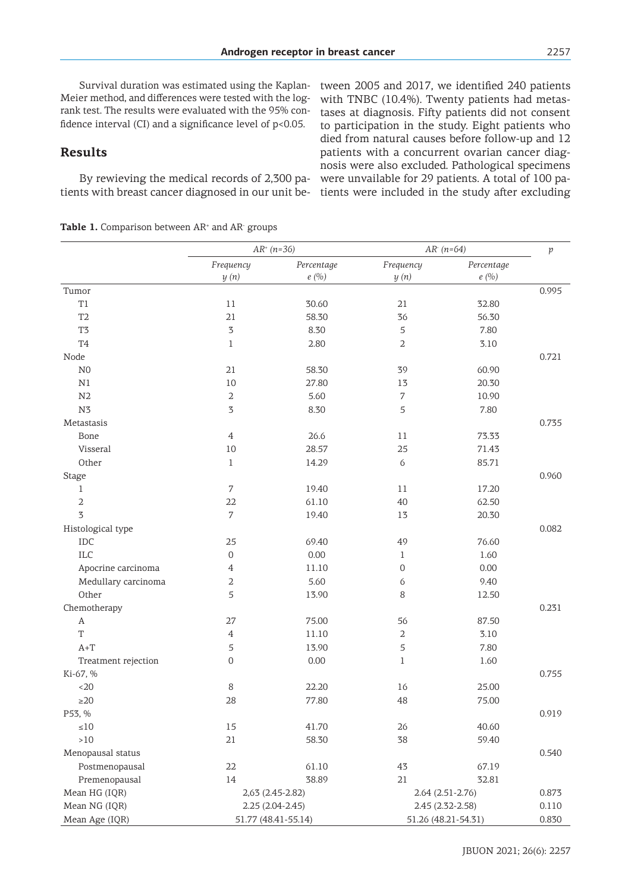Survival duration was estimated using the Kaplan-Meier method, and differences were tested with the log-rank test. The results were evaluated with the 95% confidence interval (CI) and a significance level of p<0.05.

## Results

By rewieving the medical records of 2,300 patients with breast cancer diagnosed in our unit between 2005 and 2017, we identified 240 patients with TNBC (10.4%). Twenty patients had metastases at diagnosis. Fifty patients did not consent to participation in the study. Eight patients who died from natural causes before follow-up and 12 patients with a concurrent ovarian cancer diagnosis were also excluded. Pathological specimens were unvailable for 29 patients. A total of 100 patients were included in the study after excluding

**Table 1.** Comparison between AR+ and AR- groups

| | *AR+ (n=36)* | | *AR- (n=64)* | | *p* |
|---|---|---|---|---|---|
| | *Frequency y (n)* | *Percentage e (%)* | *Frequency y (n)* | *Percentage e (%)* | |
| Tumor | | | | | 0.995 |
| T1 | 11 | 30.60 | 21 | 32.80 | |
| T2 | 21 | 58.30 | 36 | 56.30 | |
| T3 | 3 | 8.30 | 5 | 7.80 | |
| T4 | 1 | 2.80 | 2 | 3.10 | |
| Node | | | | | 0.721 |
| N0 | 21 | 58.30 | 39 | 60.90 | |
| N1 | 10 | 27.80 | 13 | 20.30 | |
| N2 | 2 | 5.60 | 7 | 10.90 | |
| N3 | 3 | 8.30 | 5 | 7.80 | |
| Metastasis | | | | | 0.735 |
| Bone | 4 | 26.6 | 11 | 73.33 | |
| Visseral | 10 | 28.57 | 25 | 71.43 | |
| Other | 1 | 14.29 | 6 | 85.71 | |
| Stage | | | | | 0.960 |
| 1 | 7 | 19.40 | 11 | 17.20 | |
| 2 | 22 | 61.10 | 40 | 62.50 | |
| 3 | 7 | 19.40 | 13 | 20.30 | |
| Histological type | | | | | 0.082 |
| IDC | 25 | 69.40 | 49 | 76.60 | |
| ILC | 0 | 0.00 | 1 | 1.60 | |
| Apocrine carcinoma | 4 | 11.10 | 0 | 0.00 | |
| Medullary carcinoma | 2 | 5.60 | 6 | 9.40 | |
| Other | 5 | 13.90 | 8 | 12.50 | |
| Chemotherapy | | | | | 0.231 |
| A | 27 | 75.00 | 56 | 87.50 | |
| T | 4 | 11.10 | 2 | 3.10 | |
| A+T | 5 | 13.90 | 5 | 7.80 | |
| Treatment rejection | 0 | 0.00 | 1 | 1.60 | |
| Ki-67, % | | | | | 0.755 |
| <20 | 8 | 22.20 | 16 | 25.00 | |
| ≥20 | 28 | 77.80 | 48 | 75.00 | |
| P53, % | | | | | 0.919 |
| ≤10 | 15 | 41.70 | 26 | 40.60 | |
| >10 | 21 | 58.30 | 38 | 59.40 | |
| Menopausal status | | | | | 0.540 |
| Postmenopausal | 22 | 61.10 | 43 | 67.19 | |
| Premenopausal | 14 | 38.89 | 21 | 32.81 | |
| Mean HG (IQR) | 2,63 (2.45-2.82) | | 2.64 (2.51-2.76) | | 0.873 |
| Mean NG (IQR) | 2.25 (2.04-2.45) | | 2.45 (2.32-2.58) | | 0.110 |
| Mean Age (IQR) | 51.77 (48.41-55.14) | | 51.26 (48.21-54.31) | | 0.830 |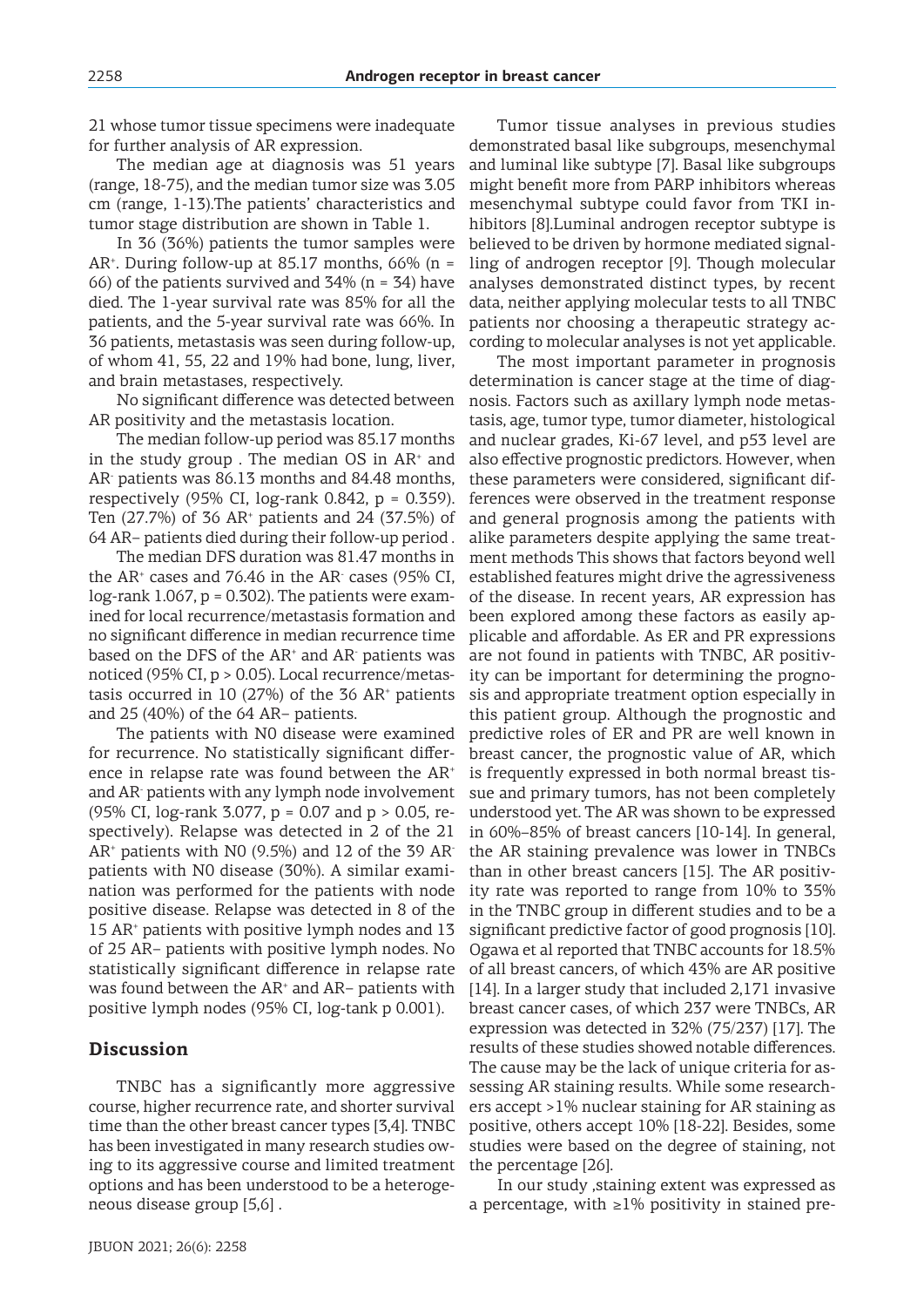21 whose tumor tissue specimens were inadequate for further analysis of AR expression.

The median age at diagnosis was 51 years (range, 18-75), and the median tumor size was 3.05 cm (range, 1-13).The patients' characteristics and tumor stage distribution are shown in Table 1.

In 36 (36%) patients the tumor samples were $AR^+$. During follow-up at 85.17 months, 66% (n = 66) of the patients survived and 34% (n = 34) have died. The 1-year survival rate was 85% for all the patients, and the 5-year survival rate was 66%. In 36 patients, metastasis was seen during follow-up, of whom 41, 55, 22 and 19% had bone, lung, liver, and brain metastases, respectively.

No significant difference was detected between AR positivity and the metastasis location.

The median follow-up period was 85.17 months in the study group . The median OS in $AR^+$ and $AR^-$ patients was 86.13 months and 84.48 months, respectively (95% CI, log-rank 0.842, p = 0.359). Ten (27.7%) of 36 $AR^+$ patients and 24 (37.5%) of 64 AR– patients died during their follow-up period .

The median DFS duration was 81.47 months in the $AR^+$ cases and 76.46 in the $AR^-$ cases (95% CI, log-rank 1.067, p = 0.302). The patients were examined for local recurrence/metastasis formation and no significant difference in median recurrence time based on the DFS of the $AR^+$ and $AR^-$ patients was noticed (95% CI, p > 0.05). Local recurrence/metastasis occurred in 10 (27%) of the 36 $AR^+$ patients and 25 (40%) of the 64 AR– patients.

The patients with N0 disease were examined for recurrence. No statistically significant difference in relapse rate was found between the $AR^+$ and $AR^-$ patients with any lymph node involvement (95% CI, log-rank 3.077, p = 0.07 and p > 0.05, respectively). Relapse was detected in 2 of the 21 $AR^+$ patients with N0 (9.5%) and 12 of the 39 $AR^-$ patients with N0 disease (30%). A similar examination was performed for the patients with node positive disease. Relapse was detected in 8 of the 15 $AR^+$ patients with positive lymph nodes and 13 of 25 AR– patients with positive lymph nodes. No statistically significant difference in relapse rate was found between the $AR^+$ and AR– patients with positive lymph nodes (95% CI, log-tank p 0.001).

## Discussion

TNBC has a significantly more aggressive course, higher recurrence rate, and shorter survival time than the other breast cancer types [3,4]. TNBC has been investigated in many research studies owing to its aggressive course and limited treatment options and has been understood to be a heterogeneous disease group [5,6] .

Tumor tissue analyses in previous studies demonstrated basal like subgroups, mesenchymal and luminal like subtype [7]. Basal like subgroups might benefit more from PARP inhibitors whereas mesenchymal subtype could favor from TKI inhibitors [8].Luminal androgen receptor subtype is believed to be driven by hormone mediated signalling of androgen receptor [9]. Though molecular analyses demonstrated distinct types, by recent data, neither applying molecular tests to all TNBC patients nor choosing a therapeutic strategy according to molecular analyses is not yet applicable.

The most important parameter in prognosis determination is cancer stage at the time of diagnosis. Factors such as axillary lymph node metastasis, age, tumor type, tumor diameter, histological and nuclear grades, Ki-67 level, and p53 level are also effective prognostic predictors. However, when these parameters were considered, significant differences were observed in the treatment response and general prognosis among the patients with alike parameters despite applying the same treatment methods This shows that factors beyond well established features might drive the agressiveness of the disease. In recent years, AR expression has been explored among these factors as easily applicable and affordable. As ER and PR expressions are not found in patients with TNBC, AR positivity can be important for determining the prognosis and appropriate treatment option especially in this patient group. Although the prognostic and predictive roles of ER and PR are well known in breast cancer, the prognostic value of AR, which is frequently expressed in both normal breast tissue and primary tumors, has not been completely understood yet. The AR was shown to be expressed in 60%–85% of breast cancers [10-14]. In general, the AR staining prevalence was lower in TNBCs than in other breast cancers [15]. The AR positivity rate was reported to range from 10% to 35% in the TNBC group in different studies and to be a significant predictive factor of good prognosis [10]. Ogawa et al reported that TNBC accounts for 18.5% of all breast cancers, of which 43% are AR positive [14]. In a larger study that included 2,171 invasive breast cancer cases, of which 237 were TNBCs, AR expression was detected in 32% (75/237) [17]. The results of these studies showed notable differences. The cause may be the lack of unique criteria for assessing AR staining results. While some researchers accept >1% nuclear staining for AR staining as positive, others accept 10% [18-22]. Besides, some studies were based on the degree of staining, not the percentage [26].

In our study ,staining extent was expressed as a percentage, with ≥1% positivity in stained pre-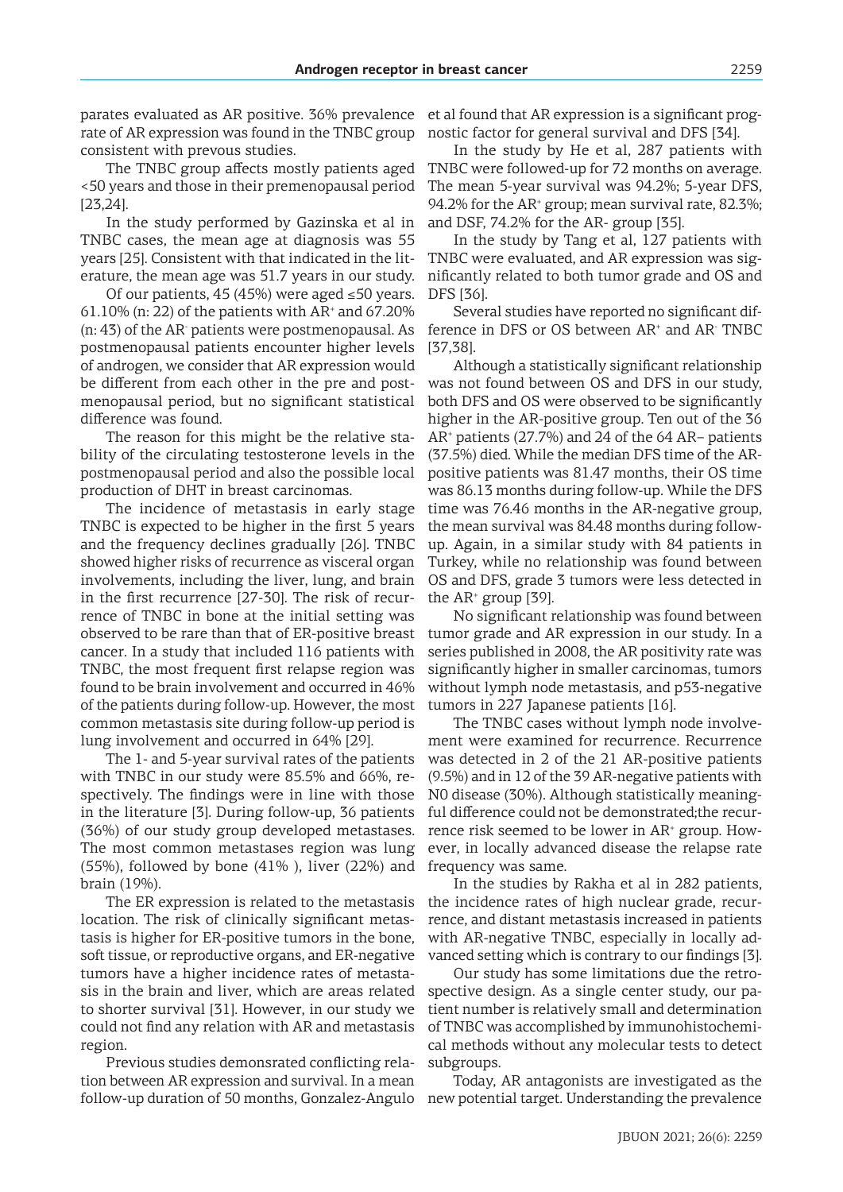parates evaluated as AR positive. 36% prevalence rate of AR expression was found in the TNBC group consistent with prevous studies.

The TNBC group affects mostly patients aged <50 years and those in their premenopausal period [23,24].

In the study performed by Gazinska et al in TNBC cases, the mean age at diagnosis was 55 years [25]. Consistent with that indicated in the literature, the mean age was 51.7 years in our study.

Of our patients, 45 (45%) were aged ≤50 years. 61.10% (n: 22) of the patients with $AR^+$ and 67.20% (n: 43) of the $AR^-$ patients were postmenopausal. As postmenopausal patients encounter higher levels of androgen, we consider that AR expression would be different from each other in the pre and postmenopausal period, but no significant statistical difference was found.

The reason for this might be the relative stability of the circulating testosterone levels in the postmenopausal period and also the possible local production of DHT in breast carcinomas.

The incidence of metastasis in early stage TNBC is expected to be higher in the first 5 years and the frequency declines gradually [26]. TNBC showed higher risks of recurrence as visceral organ involvements, including the liver, lung, and brain in the first recurrence [27-30]. The risk of recurrence of TNBC in bone at the initial setting was observed to be rare than that of ER-positive breast cancer. In a study that included 116 patients with TNBC, the most frequent first relapse region was found to be brain involvement and occurred in 46% of the patients during follow-up. However, the most common metastasis site during follow-up period is lung involvement and occurred in 64% [29].

The 1- and 5-year survival rates of the patients with TNBC in our study were 85.5% and 66%, respectively. The findings were in line with those in the literature [3]. During follow-up, 36 patients (36%) of our study group developed metastases. The most common metastases region was lung (55%), followed by bone (41% ), liver (22%) and brain (19%).

The ER expression is related to the metastasis location. The risk of clinically significant metastasis is higher for ER-positive tumors in the bone, soft tissue, or reproductive organs, and ER-negative tumors have a higher incidence rates of metastasis in the brain and liver, which are areas related to shorter survival [31]. However, in our study we could not find any relation with AR and metastasis region.

Previous studies demonsrated conflicting relation between AR expression and survival. In a mean follow-up duration of 50 months, Gonzalez-Angulo et al found that AR expression is a significant prognostic factor for general survival and DFS [34].

In the study by He et al, 287 patients with TNBC were followed-up for 72 months on average. The mean 5-year survival was 94.2%; 5-year DFS, 94.2% for the $AR^+$ group; mean survival rate, 82.3%; and DSF, 74.2% for the AR- group [35].

In the study by Tang et al, 127 patients with TNBC were evaluated, and AR expression was significantly related to both tumor grade and OS and DFS [36].

Several studies have reported no significant difference in DFS or OS between $AR^+$ and $AR^-$ TNBC [37,38].

Although a statistically significant relationship was not found between OS and DFS in our study, both DFS and OS were observed to be significantly higher in the AR-positive group. Ten out of the 36 $AR^+$ patients (27.7%) and 24 of the 64 AR– patients (37.5%) died. While the median DFS time of the AR-positive patients was 81.47 months, their OS time was 86.13 months during follow-up. While the DFS time was 76.46 months in the AR-negative group, the mean survival was 84.48 months during follow-up. Again, in a similar study with 84 patients in Turkey, while no relationship was found between OS and DFS, grade 3 tumors were less detected in the $AR^+$ group [39].

No significant relationship was found between tumor grade and AR expression in our study. In a series published in 2008, the AR positivity rate was significantly higher in smaller carcinomas, tumors without lymph node metastasis, and p53-negative tumors in 227 Japanese patients [16].

The TNBC cases without lymph node involvement were examined for recurrence. Recurrence was detected in 2 of the 21 AR-positive patients (9.5%) and in 12 of the 39 AR-negative patients with N0 disease (30%). Although statistically meaningful difference could not be demonstrated;the recurrence risk seemed to be lower in $AR^+$ group. However, in locally advanced disease the relapse rate frequency was same.

In the studies by Rakha et al in 282 patients, the incidence rates of high nuclear grade, recurrence, and distant metastasis increased in patients with AR-negative TNBC, especially in locally advanced setting which is contrary to our findings [3].

Our study has some limitations due the retrospective design. As a single center study, our patient number is relatively small and determination of TNBC was accomplished by immunohistochemical methods without any molecular tests to detect subgroups.

Today, AR antagonists are investigated as the new potential target. Understanding the prevalence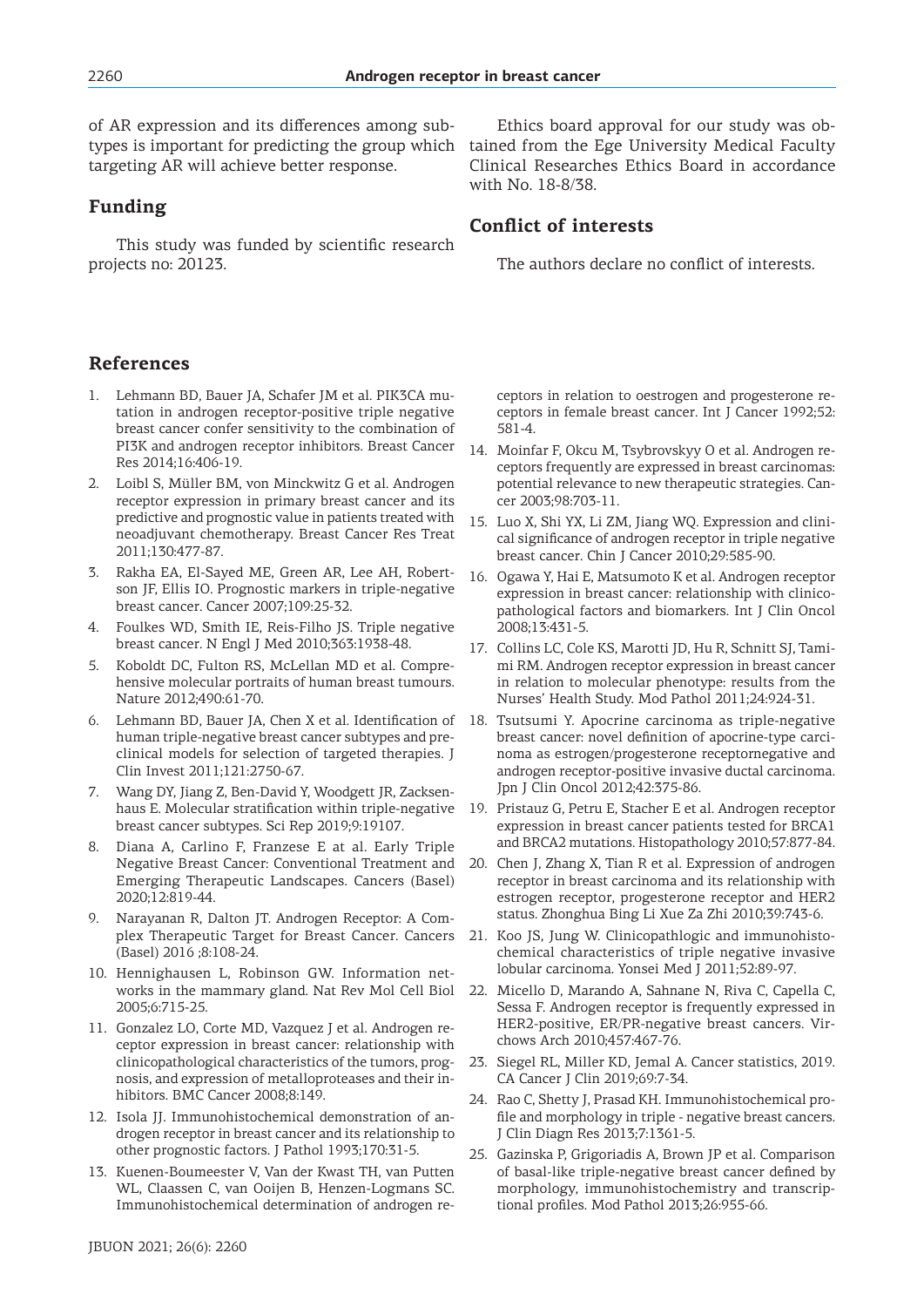of AR expression and its differences among subtypes is important for predicting the group which targeting AR will achieve better response.

## Funding

This study was funded by scientific research projects no: 20123.

Ethics board approval for our study was obtained from the Ege University Medical Faculty Clinical Researches Ethics Board in accordance with No. 18-8/38.

## Conflict of interests

The authors declare no conflict of interests.

## References

1. Lehmann BD, Bauer JA, Schafer JM et al. PIK3CA mutation in androgen receptor-positive triple negative breast cancer confer sensitivity to the combination of PI3K and androgen receptor inhibitors. Breast Cancer Res 2014;16:406-19.
2. Loibl S, Müller BM, von Minckwitz G et al. Androgen receptor expression in primary breast cancer and its predictive and prognostic value in patients treated with neoadjuvant chemotherapy. Breast Cancer Res Treat 2011;130:477-87.
3. Rakha EA, El-Sayed ME, Green AR, Lee AH, Robertson JF, Ellis IO. Prognostic markers in triple-negative breast cancer. Cancer 2007;109:25-32.
4. Foulkes WD, Smith IE, Reis-Filho JS. Triple negative breast cancer. N Engl J Med 2010;363:1938-48.
5. Koboldt DC, Fulton RS, McLellan MD et al. Comprehensive molecular portraits of human breast tumours. Nature 2012;490:61-70.
6. Lehmann BD, Bauer JA, Chen X et al. Identification of human triple-negative breast cancer subtypes and preclinical models for selection of targeted therapies. J Clin Invest 2011;121:2750-67.
7. Wang DY, Jiang Z, Ben-David Y, Woodgett JR, Zacksenhaus E. Molecular stratification within triple-negative breast cancer subtypes. Sci Rep 2019;9:19107.
8. Diana A, Carlino F, Franzese E at al. Early Triple Negative Breast Cancer: Conventional Treatment and Emerging Therapeutic Landscapes. Cancers (Basel) 2020;12:819-44.
9. Narayanan R, Dalton JT. Androgen Receptor: A Complex Therapeutic Target for Breast Cancer. Cancers (Basel) 2016 ;8:108-24.
10. Hennighausen L, Robinson GW. Information networks in the mammary gland. Nat Rev Mol Cell Biol 2005;6:715-25.
11. Gonzalez LO, Corte MD, Vazquez J et al. Androgen receptor expression in breast cancer: relationship with clinicopathological characteristics of the tumors, prognosis, and expression of metalloproteases and their inhibitors. BMC Cancer 2008;8:149.
12. Isola JJ. Immunohistochemical demonstration of androgen receptor in breast cancer and its relationship to other prognostic factors. J Pathol 1993;170:31-5.
13. Kuenen-Boumeester V, Van der Kwast TH, van Putten WL, Claassen C, van Ooijen B, Henzen-Logmans SC. Immunohistochemical determination of androgen receptors in relation to oestrogen and progesterone receptors in female breast cancer. Int J Cancer 1992;52:581-4.
14. Moinfar F, Okcu M, Tsybrovskyy O et al. Androgen receptors frequently are expressed in breast carcinomas: potential relevance to new therapeutic strategies. Cancer 2003;98:703-11.
15. Luo X, Shi YX, Li ZM, Jiang WQ. Expression and clinical significance of androgen receptor in triple negative breast cancer. Chin J Cancer 2010;29:585-90.
16. Ogawa Y, Hai E, Matsumoto K et al. Androgen receptor expression in breast cancer: relationship with clinicopathological factors and biomarkers. Int J Clin Oncol 2008;13:431-5.
17. Collins LC, Cole KS, Marotti JD, Hu R, Schnitt SJ, Tamimi RM. Androgen receptor expression in breast cancer in relation to molecular phenotype: results from the Nurses' Health Study. Mod Pathol 2011;24:924-31.
18. Tsutsumi Y. Apocrine carcinoma as triple-negative breast cancer: novel definition of apocrine-type carcinoma as estrogen/progesterone receptornegative and androgen receptor-positive invasive ductal carcinoma. Jpn J Clin Oncol 2012;42:375-86.
19. Pristauz G, Petru E, Stacher E et al. Androgen receptor expression in breast cancer patients tested for BRCA1 and BRCA2 mutations. Histopathology 2010;57:877-84.
20. Chen J, Zhang X, Tian R et al. Expression of androgen receptor in breast carcinoma and its relationship with estrogen receptor, progesterone receptor and HER2 status. Zhonghua Bing Li Xue Za Zhi 2010;39:743-6.
21. Koo JS, Jung W. Clinicopathlogic and immunohistochemical characteristics of triple negative invasive lobular carcinoma. Yonsei Med J 2011;52:89-97.
22. Micello D, Marando A, Sahnane N, Riva C, Capella C, Sessa F. Androgen receptor is frequently expressed in HER2-positive, ER/PR-negative breast cancers. Virchows Arch 2010;457:467-76.
23. Siegel RL, Miller KD, Jemal A. Cancer statistics, 2019. CA Cancer J Clin 2019;69:7-34.
24. Rao C, Shetty J, Prasad KH. Immunohistochemical profile and morphology in triple - negative breast cancers. J Clin Diagn Res 2013;7:1361-5.
25. Gazinska P, Grigoriadis A, Brown JP et al. Comparison of basal-like triple-negative breast cancer defined by morphology, immunohistochemistry and transcriptional profiles. Mod Pathol 2013;26:955-66.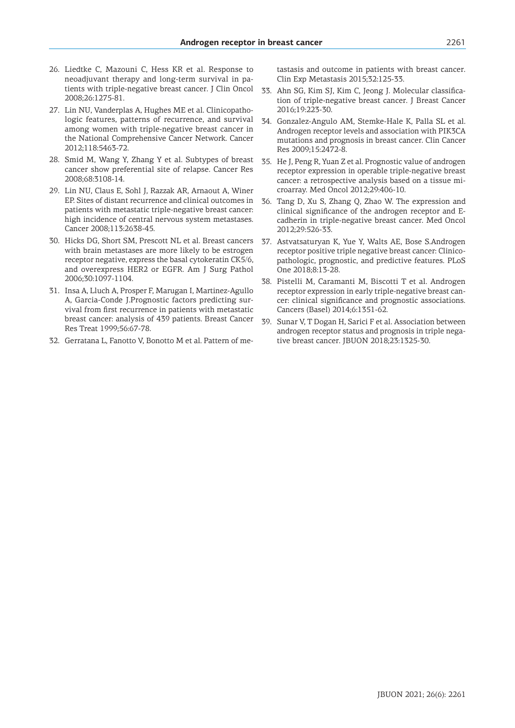26. Liedtke C, Mazouni C, Hess KR et al. Response to neoadjuvant therapy and long-term survival in patients with triple-negative breast cancer. J Clin Oncol 2008;26:1275-81.
27. Lin NU, Vanderplas A, Hughes ME et al. Clinicopathologic features, patterns of recurrence, and survival among women with triple-negative breast cancer in the National Comprehensive Cancer Network. Cancer 2012;118:5463-72.
28. Smid M, Wang Y, Zhang Y et al. Subtypes of breast cancer show preferential site of relapse. Cancer Res 2008;68:3108-14.
29. Lin NU, Claus E, Sohl J, Razzak AR, Arnaout A, Winer EP. Sites of distant recurrence and clinical outcomes in patients with metastatic triple-negative breast cancer: high incidence of central nervous system metastases. Cancer 2008;113:2638-45.
30. Hicks DG, Short SM, Prescott NL et al. Breast cancers with brain metastases are more likely to be estrogen receptor negative, express the basal cytokeratin CK5/6, and overexpress HER2 or EGFR. Am J Surg Pathol 2006;30:1097-1104.
31. Insa A, Lluch A, Prosper F, Marugan I, Martinez-Agullo A, Garcia-Conde J.Prognostic factors predicting survival from first recurrence in patients with metastatic breast cancer: analysis of 439 patients. Breast Cancer Res Treat 1999;56:67-78.
32. Gerratana L, Fanotto V, Bonotto M et al. Pattern of metastasis and outcome in patients with breast cancer. Clin Exp Metastasis 2015;32:125-33.
33. Ahn SG, Kim SJ, Kim C, Jeong J. Molecular classification of triple-negative breast cancer. J Breast Cancer 2016;19:223-30.
34. Gonzalez-Angulo AM, Stemke-Hale K, Palla SL et al. Androgen receptor levels and association with PIK3CA mutations and prognosis in breast cancer. Clin Cancer Res 2009;15:2472-8.
35. He J, Peng R, Yuan Z et al. Prognostic value of androgen receptor expression in operable triple-negative breast cancer: a retrospective analysis based on a tissue microarray. Med Oncol 2012;29:406-10.
36. Tang D, Xu S, Zhang Q, Zhao W. The expression and clinical significance of the androgen receptor and E-cadherin in triple-negative breast cancer. Med Oncol 2012;29:526-33.
37. Astvatsaturyan K, Yue Y, Walts AE, Bose S.Androgen receptor positive triple negative breast cancer: Clinicopathologic, prognostic, and predictive features. PLoS One 2018;8:13-28.
38. Pistelli M, Caramanti M, Biscotti T et al. Androgen receptor expression in early triple-negative breast cancer: clinical significance and prognostic associations. Cancers (Basel) 2014;6:1351-62.
39. Sunar V, T Dogan H, Sarici F et al. Association between androgen receptor status and prognosis in triple negative breast cancer. JBUON 2018;23:1325-30.